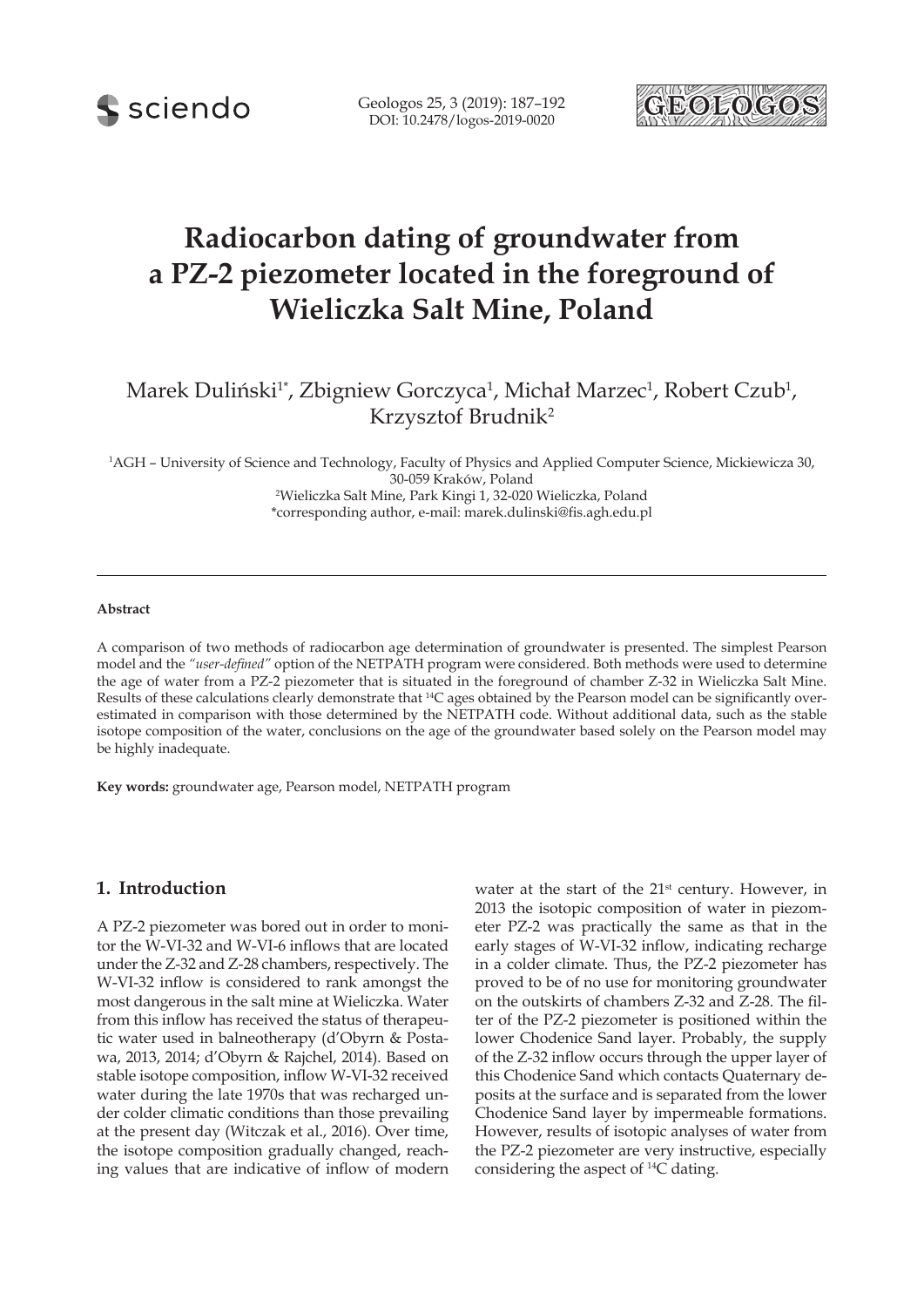# Radiocarbon dating of groundwater from a PZ-2 piezometer located in the foreground of Wieliczka Salt Mine, Poland

Marek Duliński[1*], Zbigniew Gorczyca[1], Michał Marzec[1], Robert Czub[1], Krzysztof Brudnik[2]

[1]AGH – University of Science and Technology, Faculty of Physics and Applied Computer Science, Mickiewicza 30, 30-059 Kraków, Poland
[2]Wieliczka Salt Mine, Park Kingi 1, 32-020 Wieliczka, Poland
*corresponding author, e-mail: marek.dulinski@fis.agh.edu.pl

**Abstract**

A comparison of two methods of radiocarbon age determination of groundwater is presented. The simplest Pearson model and the *"user-defined"* option of the NETPATH program were considered. Both methods were used to determine the age of water from a PZ-2 piezometer that is situated in the foreground of chamber Z-32 in Wieliczka Salt Mine. Results of these calculations clearly demonstrate that $^{14}C$ ages obtained by the Pearson model can be significantly overestimated in comparison with those determined by the NETPATH code. Without additional data, such as the stable isotope composition of the water, conclusions on the age of the groundwater based solely on the Pearson model may be highly inadequate.

**Key words:** groundwater age, Pearson model, NETPATH program

## 1. Introduction

A PZ-2 piezometer was bored out in order to monitor the W-VI-32 and W-VI-6 inflows that are located under the Z-32 and Z-28 chambers, respectively. The W-VI-32 inflow is considered to rank amongst the most dangerous in the salt mine at Wieliczka. Water from this inflow has received the status of therapeutic water used in balneotherapy (d'Obyrn & Postawa, 2013, 2014; d'Obyrn & Rajchel, 2014). Based on stable isotope composition, inflow W-VI-32 received water during the late 1970s that was recharged under colder climatic conditions than those prevailing at the present day (Witczak et al., 2016). Over time, the isotope composition gradually changed, reaching values that are indicative of inflow of modern water at the start of the 21$^{st}$ century. However, in 2013 the isotopic composition of water in piezometer PZ-2 was practically the same as that in the early stages of W-VI-32 inflow, indicating recharge in a colder climate. Thus, the PZ-2 piezometer has proved to be of no use for monitoring groundwater on the outskirts of chambers Z-32 and Z-28. The filter of the PZ-2 piezometer is positioned within the lower Chodenice Sand layer. Probably, the supply of the Z-32 inflow occurs through the upper layer of this Chodenice Sand which contacts Quaternary deposits at the surface and is separated from the lower Chodenice Sand layer by impermeable formations. However, results of isotopic analyses of water from the PZ-2 piezometer are very instructive, especially considering the aspect of $^{14}C$ dating.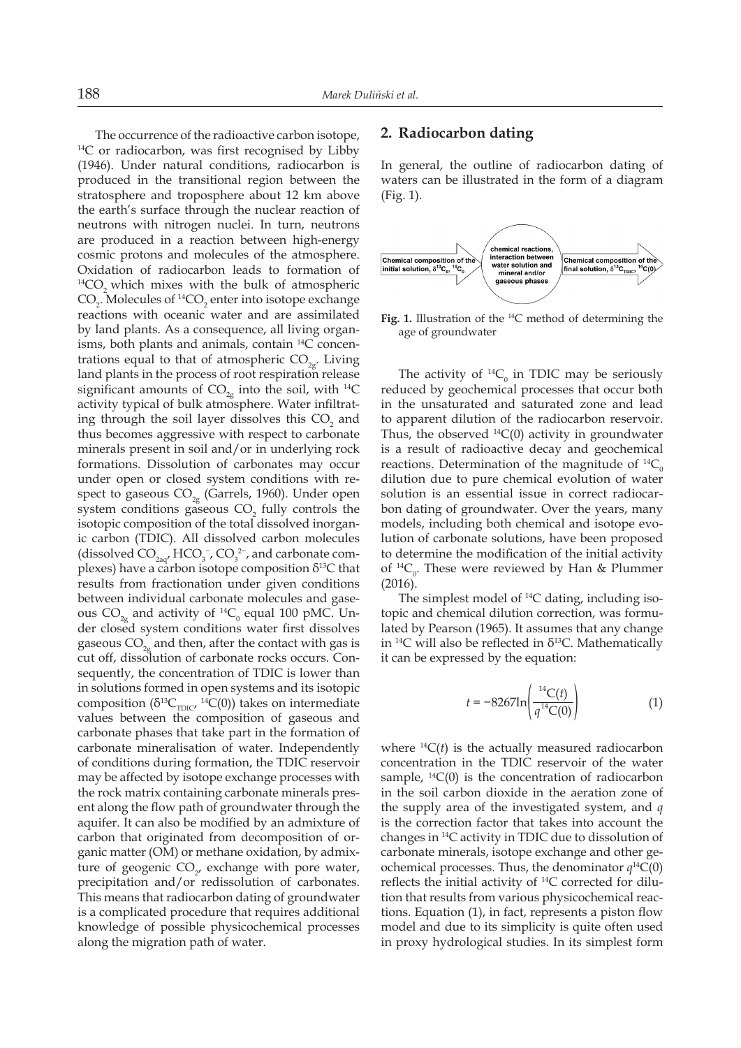The occurrence of the radioactive carbon isotope, $^{14}C$ or radiocarbon, was first recognised by Libby (1946). Under natural conditions, radiocarbon is produced in the transitional region between the stratosphere and troposphere about 12 km above the earth's surface through the nuclear reaction of neutrons with nitrogen nuclei. In turn, neutrons are produced in a reaction between high-energy cosmic protons and molecules of the atmosphere. Oxidation of radiocarbon leads to formation of $^{14}CO_2$ which mixes with the bulk of atmospheric $CO_2$. Molecules of $^{14}CO_2$ enter into isotope exchange reactions with oceanic water and are assimilated by land plants. As a consequence, all living organisms, both plants and animals, contain $^{14}C$ concentrations equal to that of atmospheric $CO_{2g}$. Living land plants in the process of root respiration release significant amounts of $CO_{2g}$ into the soil, with $^{14}C$ activity typical of bulk atmosphere. Water infiltrating through the soil layer dissolves this $CO_2$ and thus becomes aggressive with respect to carbonate minerals present in soil and/or in underlying rock formations. Dissolution of carbonates may occur under open or closed system conditions with respect to gaseous $CO_{2g}$ (Garrels, 1960). Under open system conditions gaseous $CO_2$ fully controls the isotopic composition of the total dissolved inorganic carbon (TDIC). All dissolved carbon molecules (dissolved $CO_{2aq}$, $HCO_3^-$, $CO_3^{2-}$, and carbonate complexes) have a carbon isotope composition $\delta^{13}C$ that results from fractionation under given conditions between individual carbonate molecules and gaseous $CO_{2g}$ and activity of $^{14}C_0$ equal 100 pMC. Under closed system conditions water first dissolves gaseous $CO_{2g}$ and then, after the contact with gas is cut off, dissolution of carbonate rocks occurs. Consequently, the concentration of TDIC is lower than in solutions formed in open systems and its isotopic composition ($\delta^{13}C_{TDIC}$, $^{14}C(0)$) takes on intermediate values between the composition of gaseous and carbonate phases that take part in the formation of carbonate mineralisation of water. Independently of conditions during formation, the TDIC reservoir may be affected by isotope exchange processes with the rock matrix containing carbonate minerals present along the flow path of groundwater through the aquifer. It can also be modified by an admixture of carbon that originated from decomposition of organic matter (OM) or methane oxidation, by admixture of geogenic $CO_2$, exchange with pore water, precipitation and/or redissolution of carbonates. This means that radiocarbon dating of groundwater is a complicated procedure that requires additional knowledge of possible physicochemical processes along the migration path of water.

## 2. Radiocarbon dating

In general, the outline of radiocarbon dating of waters can be illustrated in the form of a diagram (Fig. 1).

Chemical composition of the initial solution, $\delta^{13}C_0$, $^{14}C_0$ → chemical reactions, interaction between water solution and mineral and/or gaseous phases → Chemical composition of the final solution, $\delta^{13}C_{TDIC}$, $^{14}C(0)$

**Fig. 1.** Illustration of the $^{14}C$ method of determining the age of groundwater

The activity of $^{14}C_0$ in TDIC may be seriously reduced by geochemical processes that occur both in the unsaturated and saturated zone and lead to apparent dilution of the radiocarbon reservoir. Thus, the observed $^{14}C(0)$ activity in groundwater is a result of radioactive decay and geochemical reactions. Determination of the magnitude of $^{14}C_0$ dilution due to pure chemical evolution of water solution is an essential issue in correct radiocarbon dating of groundwater. Over the years, many models, including both chemical and isotope evolution of carbonate solutions, have been proposed to determine the modification of the initial activity of $^{14}C_0$. These were reviewed by Han & Plummer (2016).

The simplest model of $^{14}C$ dating, including isotopic and chemical dilution correction, was formulated by Pearson (1965). It assumes that any change in $^{14}C$ will also be reflected in $\delta^{13}C$. Mathematically it can be expressed by the equation:

$$t = -8267 \ln\left(\frac{^{14}C(t)}{q\,^{14}C(0)}\right) \quad (1)$$

where $^{14}C(t)$ is the actually measured radiocarbon concentration in the TDIC reservoir of the water sample, $^{14}C(0)$ is the concentration of radiocarbon in the soil carbon dioxide in the aeration zone of the supply area of the investigated system, and $q$ is the correction factor that takes into account the changes in $^{14}C$ activity in TDIC due to dissolution of carbonate minerals, isotope exchange and other geochemical processes. Thus, the denominator $q^{14}C(0)$ reflects the initial activity of $^{14}C$ corrected for dilution that results from various physicochemical reactions. Equation (1), in fact, represents a piston flow model and due to its simplicity is quite often used in proxy hydrological studies. In its simplest form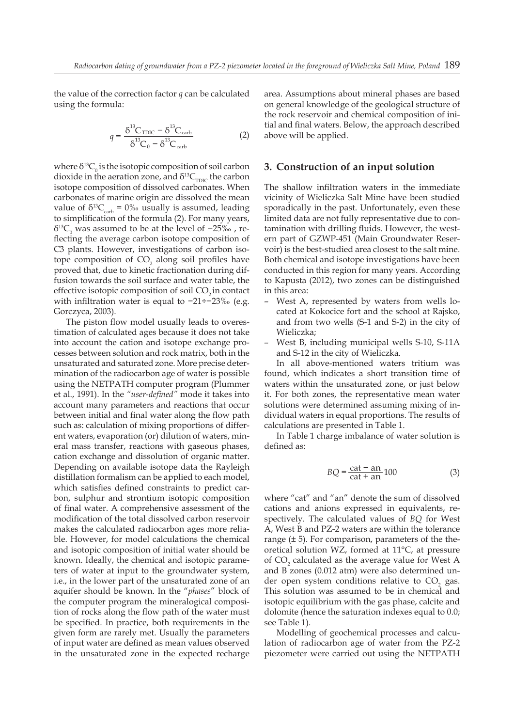the value of the correction factor $q$ can be calculated using the formula:

$$q = \frac{\delta^{13}C_{TDIC} - \delta^{13}C_{carb}}{\delta^{13}C_0 - \delta^{13}C_{carb}} \qquad (2)$$

where $\delta^{13}C_0$ is the isotopic composition of soil carbon dioxide in the aeration zone, and $\delta^{13}C_{TDIC}$ the carbon isotope composition of dissolved carbonates. When carbonates of marine origin are dissolved the mean value of $\delta^{13}C_{carb}$ = 0‰ usually is assumed, leading to simplification of the formula (2). For many years, $\delta^{13}C_0$ was assumed to be at the level of −25‰ , reflecting the average carbon isotope composition of C3 plants. However, investigations of carbon isotope composition of $CO_2$ along soil profiles have proved that, due to kinetic fractionation during diffusion towards the soil surface and water table, the effective isotopic composition of soil $CO_2$ in contact with infiltration water is equal to −21÷−23‰ (e.g. Gorczyca, 2003).

The piston flow model usually leads to overestimation of calculated ages because it does not take into account the cation and isotope exchange processes between solution and rock matrix, both in the unsaturated and saturated zone. More precise determination of the radiocarbon age of water is possible using the NETPATH computer program (Plummer et al., 1991). In the *"user-defined"* mode it takes into account many parameters and reactions that occur between initial and final water along the flow path such as: calculation of mixing proportions of different waters, evaporation (or) dilution of waters, mineral mass transfer, reactions with gaseous phases, cation exchange and dissolution of organic matter. Depending on available isotope data the Rayleigh distillation formalism can be applied to each model, which satisfies defined constraints to predict carbon, sulphur and strontium isotopic composition of final water. A comprehensive assessment of the modification of the total dissolved carbon reservoir makes the calculated radiocarbon ages more reliable. However, for model calculations the chemical and isotopic composition of initial water should be known. Ideally, the chemical and isotopic parameters of water at input to the groundwater system, i.e., in the lower part of the unsaturated zone of an aquifer should be known. In the "*phases*" block of the computer program the mineralogical composition of rocks along the flow path of the water must be specified. In practice, both requirements in the given form are rarely met. Usually the parameters of input water are defined as mean values observed in the unsaturated zone in the expected recharge area. Assumptions about mineral phases are based on general knowledge of the geological structure of the rock reservoir and chemical composition of initial and final waters. Below, the approach described above will be applied.

## 3. Construction of an input solution

The shallow infiltration waters in the immediate vicinity of Wieliczka Salt Mine have been studied sporadically in the past. Unfortunately, even these limited data are not fully representative due to contamination with drilling fluids. However, the western part of GZWP-451 (Main Groundwater Reservoir) is the best-studied area closest to the salt mine. Both chemical and isotope investigations have been conducted in this region for many years. According to Kapusta (2012), two zones can be distinguished in this area:

- West A, represented by waters from wells located at Kokocice fort and the school at Rajsko, and from two wells (S-1 and S-2) in the city of Wieliczka;
- West B, including municipal wells S-10, S-11A and S-12 in the city of Wieliczka.

In all above-mentioned waters tritium was found, which indicates a short transition time of waters within the unsaturated zone, or just below it. For both zones, the representative mean water solutions were determined assuming mixing of individual waters in equal proportions. The results of calculations are presented in Table 1.

In Table 1 charge imbalance of water solution is defined as:

$$BQ = \frac{\text{cat} - \text{an}}{\text{cat} + \text{an}} 100 \qquad (3)$$

where "cat" and "an" denote the sum of dissolved cations and anions expressed in equivalents, respectively. The calculated values of $BQ$ for West A, West B and PZ-2 waters are within the tolerance range (± 5). For comparison, parameters of the theoretical solution WZ, formed at 11°C, at pressure of $CO_2$ calculated as the average value for West A and B zones (0.012 atm) were also determined under open system conditions relative to $CO_2$ gas. This solution was assumed to be in chemical and isotopic equilibrium with the gas phase, calcite and dolomite (hence the saturation indexes equal to 0.0; see Table 1).

Modelling of geochemical processes and calculation of radiocarbon age of water from the PZ-2 piezometer were carried out using the NETPATH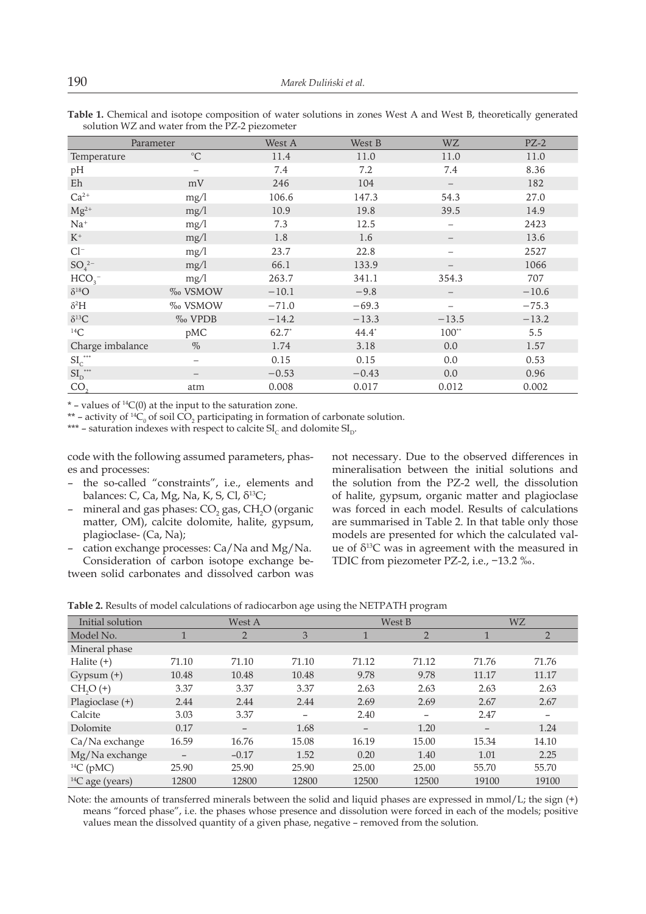**Table 1.** Chemical and isotope composition of water solutions in zones West A and West B, theoretically generated solution WZ and water from the PZ-2 piezometer

| Parameter | | West A | West B | WZ | PZ-2 |
|---|---|---|---|---|---|
| Temperature | °C | 11.4 | 11.0 | 11.0 | 11.0 |
| pH | – | 7.4 | 7.2 | 7.4 | 8.36 |
| Eh | mV | 246 | 104 | – | 182 |
| $Ca^{2+}$ | mg/l | 106.6 | 147.3 | 54.3 | 27.0 |
| $Mg^{2+}$ | mg/l | 10.9 | 19.8 | 39.5 | 14.9 |
| $Na^{+}$ | mg/l | 7.3 | 12.5 | – | 2423 |
| $K^{+}$ | mg/l | 1.8 | 1.6 | – | 13.6 |
| $Cl^{-}$ | mg/l | 23.7 | 22.8 | – | 2527 |
| $SO_4^{2-}$ | mg/l | 66.1 | 133.9 | – | 1066 |
| $HCO_3^{-}$ | mg/l | 263.7 | 341.1 | 354.3 | 707 |
| $\delta^{18}O$ | ‰ VSMOW | −10.1 | −9.8 | – | −10.6 |
| $\delta^{2}H$ | ‰ VSMOW | −71.0 | −69.3 | – | −75.3 |
| $\delta^{13}C$ | ‰ VPDB | −14.2 | −13.3 | −13.5 | −13.2 |
| $^{14}C$ | pMC | 62.7* | 44.4* | 100** | 5.5 |
| Charge imbalance | % | 1.74 | 3.18 | 0.0 | 1.57 |
| $SI_C$*** | – | 0.15 | 0.15 | 0.0 | 0.53 |
| $SI_D$*** | – | −0.53 | −0.43 | 0.0 | 0.96 |
| $CO_2$ | atm | 0.008 | 0.017 | 0.012 | 0.002 |

\* – values of $^{14}C(0)$ at the input to the saturation zone.

\*\* – activity of $^{14}C_0$ of soil $CO_2$ participating in formation of carbonate solution.

\*\*\* – saturation indexes with respect to calcite $SI_C$ and dolomite $SI_D$.

code with the following assumed parameters, phases and processes:

- the so-called "constraints", i.e., elements and balances: C, Ca, Mg, Na, K, S, Cl, $\delta^{13}C$;
- mineral and gas phases: $CO_2$ gas, $CH_2O$ (organic matter, OM), calcite dolomite, halite, gypsum, plagioclase- (Ca, Na);
- cation exchange processes: Ca/Na and Mg/Na.

Consideration of carbon isotope exchange between solid carbonates and dissolved carbon was not necessary. Due to the observed differences in mineralisation between the initial solutions and the solution from the PZ-2 well, the dissolution of halite, gypsum, organic matter and plagioclase was forced in each model. Results of calculations are summarised in Table 2. In that table only those models are presented for which the calculated value of $\delta^{13}C$ was in agreement with the measured in TDIC from piezometer PZ-2, i.e., −13.2 ‰.

**Table 2.** Results of model calculations of radiocarbon age using the NETPATH program

| Initial solution | West A | | | West B | | WZ | |
|---|---|---|---|---|---|---|---|
| Model No. | 1 | 2 | 3 | 1 | 2 | 1 | 2 |
| Mineral phase | | | | | | | |
| Halite (+) | 71.10 | 71.10 | 71.10 | 71.12 | 71.12 | 71.76 | 71.76 |
| Gypsum (+) | 10.48 | 10.48 | 10.48 | 9.78 | 9.78 | 11.17 | 11.17 |
| $CH_2O$ (+) | 3.37 | 3.37 | 3.37 | 2.63 | 2.63 | 2.63 | 2.63 |
| Plagioclase (+) | 2.44 | 2.44 | 2.44 | 2.69 | 2.69 | 2.67 | 2.67 |
| Calcite | 3.03 | 3.37 | – | 2.40 | – | 2.47 | – |
| Dolomite | 0.17 | – | 1.68 | – | 1.20 | – | 1.24 |
| Ca/Na exchange | 16.59 | 16.76 | 15.08 | 16.19 | 15.00 | 15.34 | 14.10 |
| Mg/Na exchange | – | −0.17 | 1.52 | 0.20 | 1.40 | 1.01 | 2.25 |
| $^{14}C$ (pMC) | 25.90 | 25.90 | 25.90 | 25.00 | 25.00 | 55.70 | 55.70 |
| $^{14}C$ age (years) | 12800 | 12800 | 12800 | 12500 | 12500 | 19100 | 19100 |

Note: the amounts of transferred minerals between the solid and liquid phases are expressed in mmol/L; the sign (+) means "forced phase", i.e. the phases whose presence and dissolution were forced in each of the models; positive values mean the dissolved quantity of a given phase, negative – removed from the solution.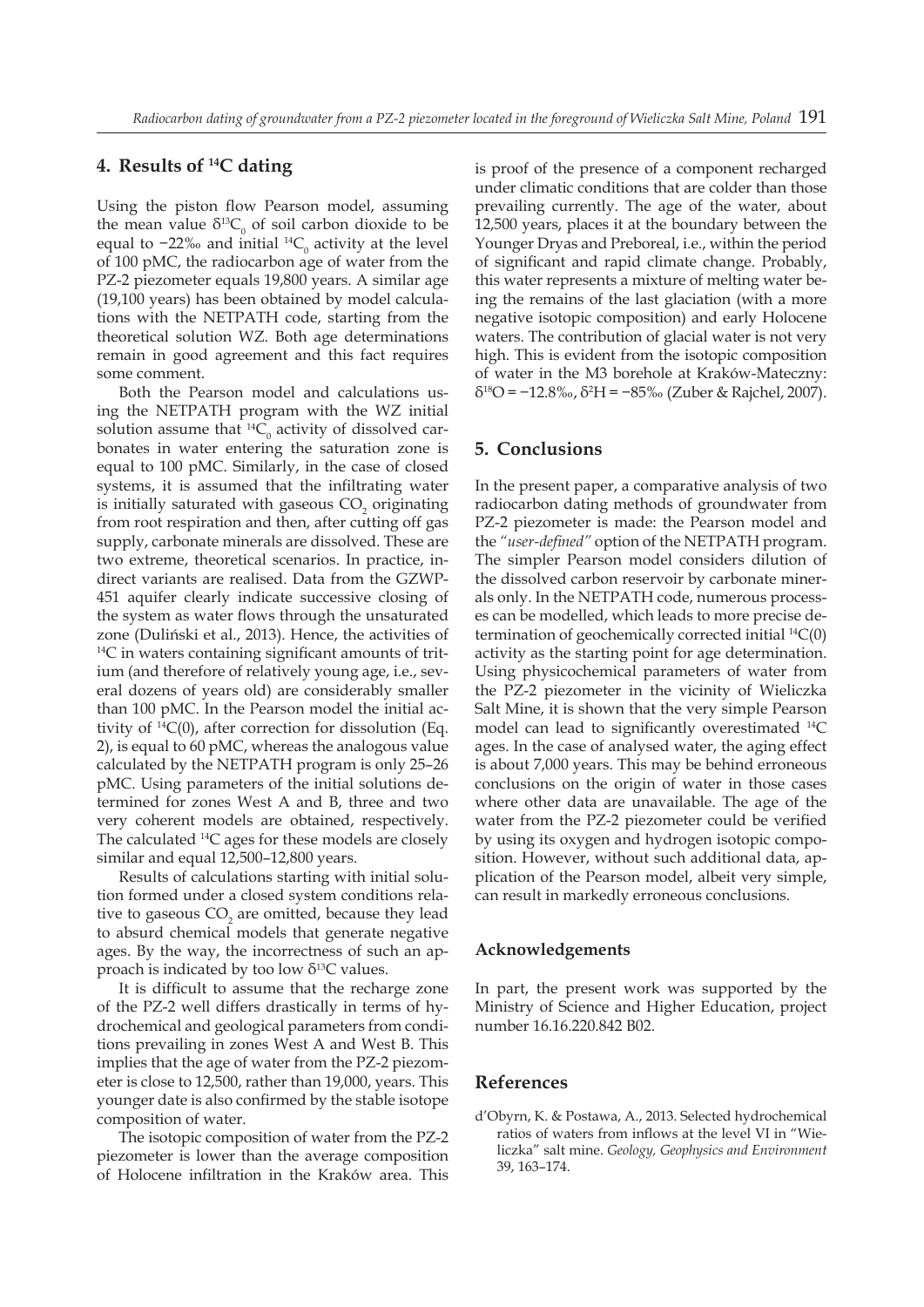## 4. Results of $^{14}C$ dating

Using the piston flow Pearson model, assuming the mean value $\delta^{13}C_0$ of soil carbon dioxide to be equal to −22‰ and initial $^{14}C_0$ activity at the level of 100 pMC, the radiocarbon age of water from the PZ-2 piezometer equals 19,800 years. A similar age (19,100 years) has been obtained by model calculations with the NETPATH code, starting from the theoretical solution WZ. Both age determinations remain in good agreement and this fact requires some comment.

Both the Pearson model and calculations using the NETPATH program with the WZ initial solution assume that $^{14}C_0$ activity of dissolved carbonates in water entering the saturation zone is equal to 100 pMC. Similarly, in the case of closed systems, it is assumed that the infiltrating water is initially saturated with gaseous $CO_2$ originating from root respiration and then, after cutting off gas supply, carbonate minerals are dissolved. These are two extreme, theoretical scenarios. In practice, indirect variants are realised. Data from the GZWP-451 aquifer clearly indicate successive closing of the system as water flows through the unsaturated zone (Duliński et al., 2013). Hence, the activities of $^{14}C$ in waters containing significant amounts of tritium (and therefore of relatively young age, i.e., several dozens of years old) are considerably smaller than 100 pMC. In the Pearson model the initial activity of $^{14}C(0)$, after correction for dissolution (Eq. 2), is equal to 60 pMC, whereas the analogous value calculated by the NETPATH program is only 25–26 pMC. Using parameters of the initial solutions determined for zones West A and B, three and two very coherent models are obtained, respectively. The calculated $^{14}C$ ages for these models are closely similar and equal 12,500–12,800 years.

Results of calculations starting with initial solution formed under a closed system conditions relative to gaseous $CO_2$ are omitted, because they lead to absurd chemical models that generate negative ages. By the way, the incorrectness of such an approach is indicated by too low $\delta^{13}C$ values.

It is difficult to assume that the recharge zone of the PZ-2 well differs drastically in terms of hydrochemical and geological parameters from conditions prevailing in zones West A and West B. This implies that the age of water from the PZ-2 piezometer is close to 12,500, rather than 19,000, years. This younger date is also confirmed by the stable isotope composition of water.

The isotopic composition of water from the PZ-2 piezometer is lower than the average composition of Holocene infiltration in the Kraków area. This is proof of the presence of a component recharged under climatic conditions that are colder than those prevailing currently. The age of the water, about 12,500 years, places it at the boundary between the Younger Dryas and Preboreal, i.e., within the period of significant and rapid climate change. Probably, this water represents a mixture of melting water being the remains of the last glaciation (with a more negative isotopic composition) and early Holocene waters. The contribution of glacial water is not very high. This is evident from the isotopic composition of water in the M3 borehole at Kraków-Mateczny: $\delta^{18}O$ = −12.8‰, $\delta^{2}H$ = −85‰ (Zuber & Rajchel, 2007).

## 5. Conclusions

In the present paper, a comparative analysis of two radiocarbon dating methods of groundwater from PZ-2 piezometer is made: the Pearson model and the *"user-defined"* option of the NETPATH program. The simpler Pearson model considers dilution of the dissolved carbon reservoir by carbonate minerals only. In the NETPATH code, numerous processes can be modelled, which leads to more precise determination of geochemically corrected initial $^{14}C(0)$ activity as the starting point for age determination. Using physicochemical parameters of water from the PZ-2 piezometer in the vicinity of Wieliczka Salt Mine, it is shown that the very simple Pearson model can lead to significantly overestimated $^{14}C$ ages. In the case of analysed water, the aging effect is about 7,000 years. This may be behind erroneous conclusions on the origin of water in those cases where other data are unavailable. The age of the water from the PZ-2 piezometer could be verified by using its oxygen and hydrogen isotopic composition. However, without such additional data, application of the Pearson model, albeit very simple, can result in markedly erroneous conclusions.

### Acknowledgements

In part, the present work was supported by the Ministry of Science and Higher Education, project number 16.16.220.842 B02.

## References

d'Obyrn, K. & Postawa, A., 2013. Selected hydrochemical ratios of waters from inflows at the level VI in "Wieliczka" salt mine. *Geology, Geophysics and Environment* 39, 163–174.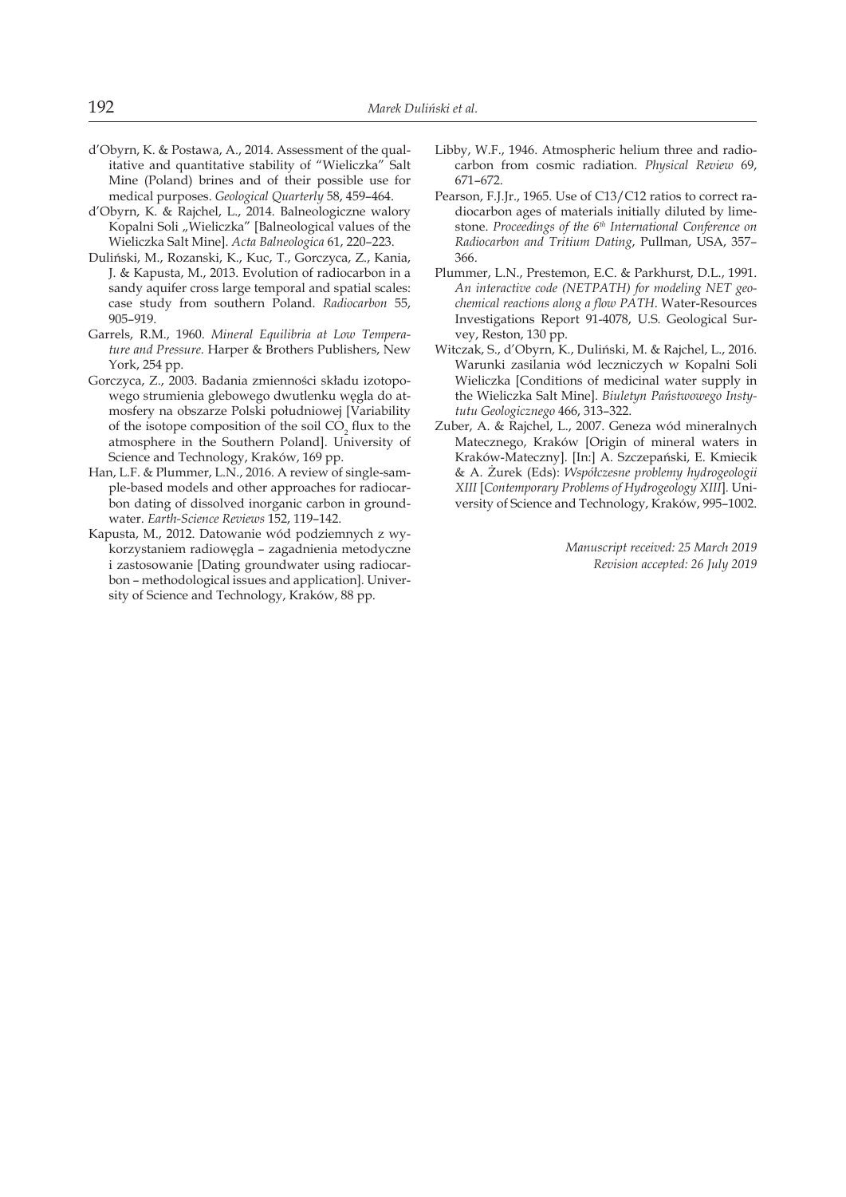d'Obyrn, K. & Postawa, A., 2014. Assessment of the qualitative and quantitative stability of "Wieliczka" Salt Mine (Poland) brines and of their possible use for medical purposes. *Geological Quarterly* 58, 459–464.

d'Obyrn, K. & Rajchel, L., 2014. Balneologiczne walory Kopalni Soli „Wieliczka" [Balneological values of the Wieliczka Salt Mine]. *Acta Balneologica* 61, 220–223.

Duliński, M., Rozanski, K., Kuc, T., Gorczyca, Z., Kania, J. & Kapusta, M., 2013. Evolution of radiocarbon in a sandy aquifer cross large temporal and spatial scales: case study from southern Poland. *Radiocarbon* 55, 905–919.

Garrels, R.M., 1960. *Mineral Equilibria at Low Temperature and Pressure.* Harper & Brothers Publishers, New York, 254 pp.

Gorczyca, Z., 2003. Badania zmienności składu izotopowego strumienia glebowego dwutlenku węgla do atmosfery na obszarze Polski południowej [Variability of the isotope composition of the soil $CO_2$ flux to the atmosphere in the Southern Poland]. University of Science and Technology, Kraków, 169 pp.

Han, L.F. & Plummer, L.N., 2016. A review of single-sample-based models and other approaches for radiocarbon dating of dissolved inorganic carbon in groundwater. *Earth-Science Reviews* 152, 119–142.

Kapusta, M., 2012. Datowanie wód podziemnych z wykorzystaniem radiowęgla – zagadnienia metodyczne i zastosowanie [Dating groundwater using radiocarbon – methodological issues and application]. University of Science and Technology, Kraków, 88 pp.

Libby, W.F., 1946. Atmospheric helium three and radiocarbon from cosmic radiation. *Physical Review* 69, 671–672.

Pearson, F.J.Jr., 1965. Use of C13/C12 ratios to correct radiocarbon ages of materials initially diluted by limestone. *Proceedings of the 6th International Conference on Radiocarbon and Tritium Dating*, Pullman, USA, 357–366.

Plummer, L.N., Prestemon, E.C. & Parkhurst, D.L., 1991. *An interactive code (NETPATH) for modeling NET geochemical reactions along a flow PATH*. Water-Resources Investigations Report 91-4078, U.S. Geological Survey, Reston, 130 pp.

Witczak, S., d'Obyrn, K., Duliński, M. & Rajchel, L., 2016. Warunki zasilania wód leczniczych w Kopalni Soli Wieliczka [Conditions of medicinal water supply in the Wieliczka Salt Mine]. *Biuletyn Państwowego Instytutu Geologicznego* 466, 313–322.

Zuber, A. & Rajchel, L., 2007. Geneza wód mineralnych Matecznego, Kraków [Origin of mineral waters in Kraków-Mateczny]. [In:] A. Szczepański, E. Kmiecik & A. Żurek (Eds): *Współczesne problemy hydrogeologii XIII* [*Contemporary Problems of Hydrogeology XIII*]. University of Science and Technology, Kraków, 995–1002.

*Manuscript received: 25 March 2019*
*Revision accepted: 26 July 2019*